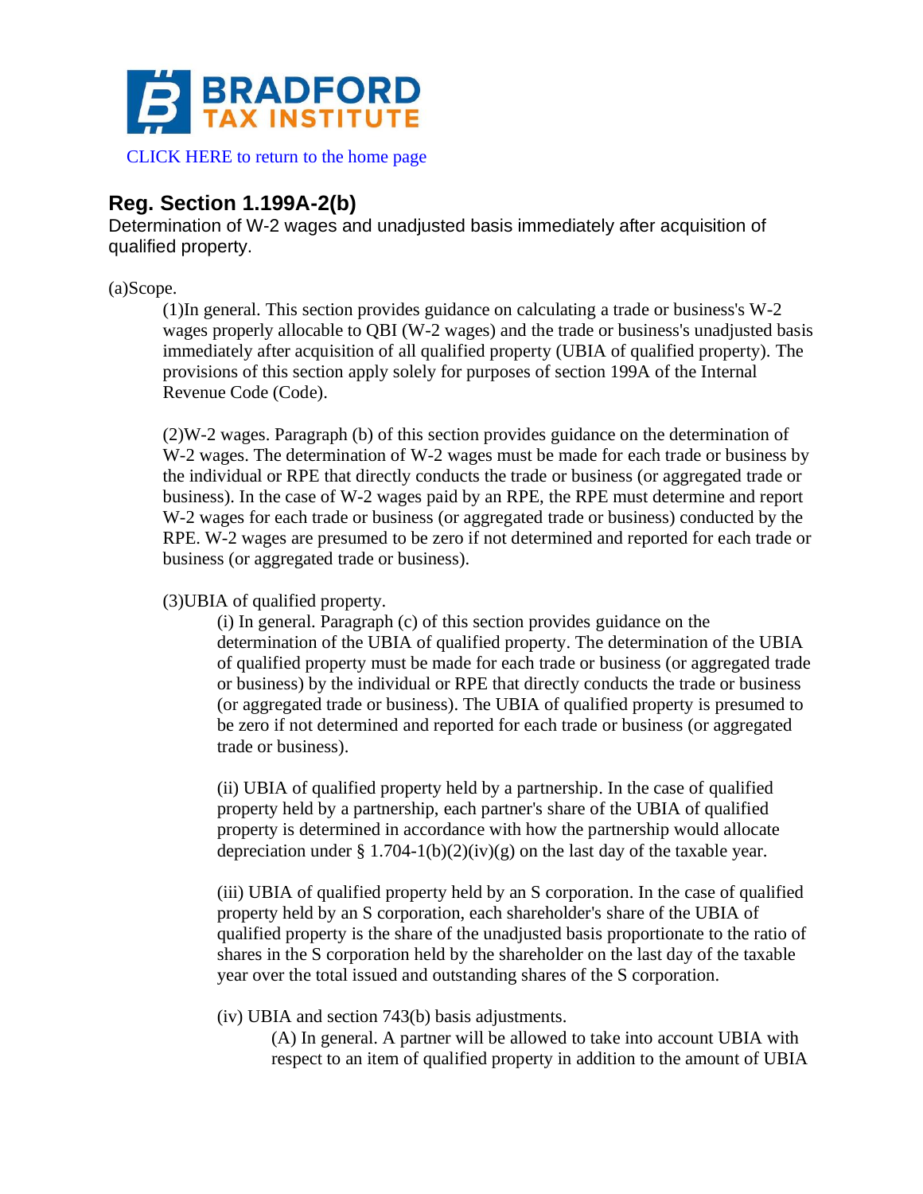BRADFORD TAX INSTITUTE

CLICK HERE to return to the home page

## Reg. Section 1.199A-2(b)

Determination of W-2 wages and unadjusted basis immediately after acquisition of qualified property.

(a)Scope.

(1)In general. This section provides guidance on calculating a trade or business's W-2 wages properly allocable to QBI (W-2 wages) and the trade or business's unadjusted basis immediately after acquisition of all qualified property (UBIA of qualified property). The provisions of this section apply solely for purposes of section 199A of the Internal Revenue Code (Code).

(2)W-2 wages. Paragraph (b) of this section provides guidance on the determination of W-2 wages. The determination of W-2 wages must be made for each trade or business by the individual or RPE that directly conducts the trade or business (or aggregated trade or business). In the case of W-2 wages paid by an RPE, the RPE must determine and report W-2 wages for each trade or business (or aggregated trade or business) conducted by the RPE. W-2 wages are presumed to be zero if not determined and reported for each trade or business (or aggregated trade or business).

(3)UBIA of qualified property.

(i) In general. Paragraph (c) of this section provides guidance on the determination of the UBIA of qualified property. The determination of the UBIA of qualified property must be made for each trade or business (or aggregated trade or business) by the individual or RPE that directly conducts the trade or business (or aggregated trade or business). The UBIA of qualified property is presumed to be zero if not determined and reported for each trade or business (or aggregated trade or business).

(ii) UBIA of qualified property held by a partnership. In the case of qualified property held by a partnership, each partner's share of the UBIA of qualified property is determined in accordance with how the partnership would allocate depreciation under § 1.704-1(b)(2)(iv)(g) on the last day of the taxable year.

(iii) UBIA of qualified property held by an S corporation. In the case of qualified property held by an S corporation, each shareholder's share of the UBIA of qualified property is the share of the unadjusted basis proportionate to the ratio of shares in the S corporation held by the shareholder on the last day of the taxable year over the total issued and outstanding shares of the S corporation.

(iv) UBIA and section 743(b) basis adjustments.

(A) In general. A partner will be allowed to take into account UBIA with respect to an item of qualified property in addition to the amount of UBIA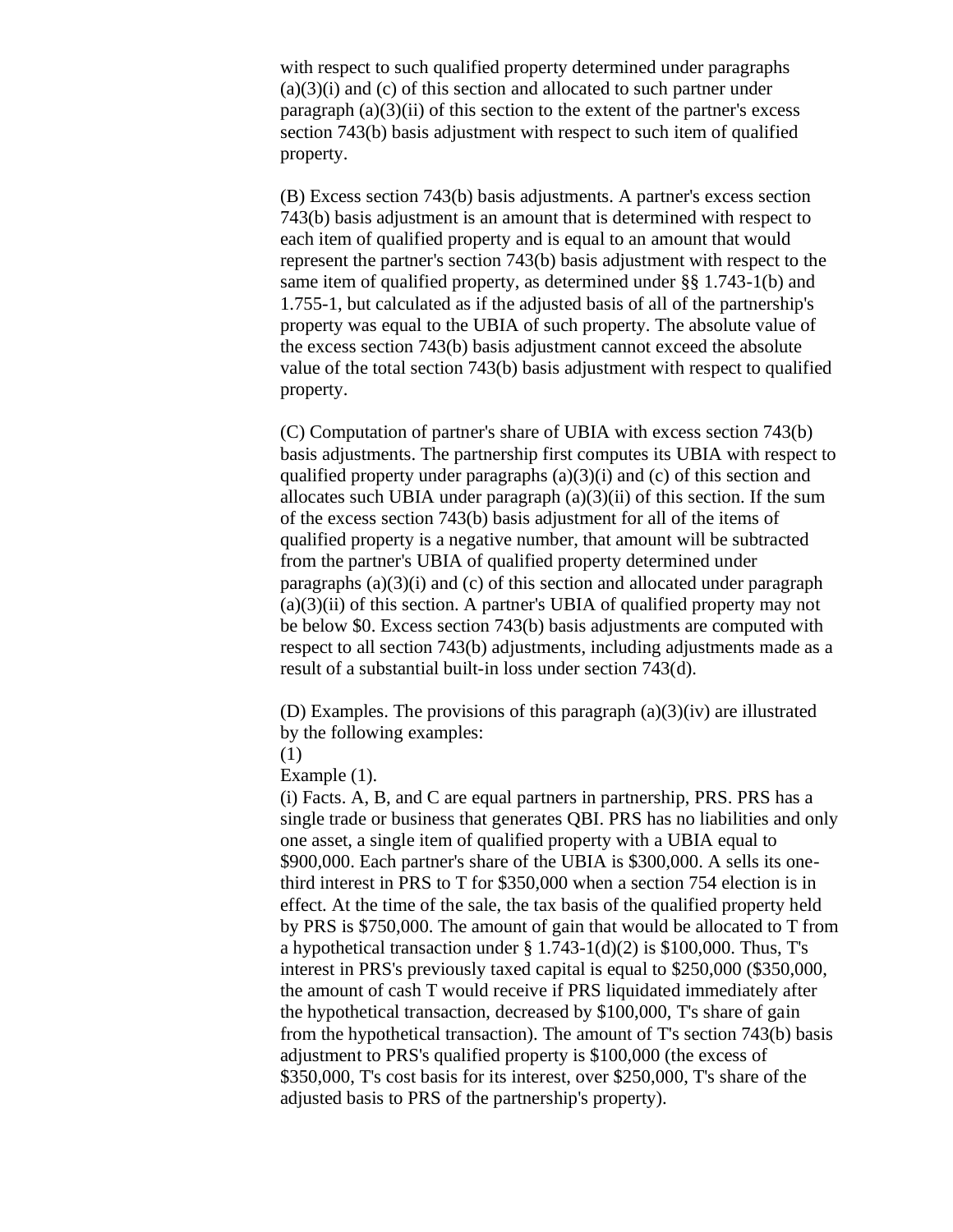with respect to such qualified property determined under paragraphs (a)(3)(i) and (c) of this section and allocated to such partner under paragraph (a)(3)(ii) of this section to the extent of the partner's excess section 743(b) basis adjustment with respect to such item of qualified property.

(B) Excess section 743(b) basis adjustments. A partner's excess section 743(b) basis adjustment is an amount that is determined with respect to each item of qualified property and is equal to an amount that would represent the partner's section 743(b) basis adjustment with respect to the same item of qualified property, as determined under §§ 1.743-1(b) and 1.755-1, but calculated as if the adjusted basis of all of the partnership's property was equal to the UBIA of such property. The absolute value of the excess section 743(b) basis adjustment cannot exceed the absolute value of the total section 743(b) basis adjustment with respect to qualified property.

(C) Computation of partner's share of UBIA with excess section 743(b) basis adjustments. The partnership first computes its UBIA with respect to qualified property under paragraphs (a)(3)(i) and (c) of this section and allocates such UBIA under paragraph (a)(3)(ii) of this section. If the sum of the excess section 743(b) basis adjustment for all of the items of qualified property is a negative number, that amount will be subtracted from the partner's UBIA of qualified property determined under paragraphs (a)(3)(i) and (c) of this section and allocated under paragraph (a)(3)(ii) of this section. A partner's UBIA of qualified property may not be below $0. Excess section 743(b) basis adjustments are computed with respect to all section 743(b) adjustments, including adjustments made as a result of a substantial built-in loss under section 743(d).

(D) Examples. The provisions of this paragraph (a)(3)(iv) are illustrated by the following examples:

(1)

Example (1).

(i) Facts. A, B, and C are equal partners in partnership, PRS. PRS has a single trade or business that generates QBI. PRS has no liabilities and only one asset, a single item of qualified property with a UBIA equal to $900,000. Each partner's share of the UBIA is $300,000. A sells its one-third interest in PRS to T for $350,000 when a section 754 election is in effect. At the time of the sale, the tax basis of the qualified property held by PRS is $750,000. The amount of gain that would be allocated to T from a hypothetical transaction under § 1.743-1(d)(2) is $100,000. Thus, T's interest in PRS's previously taxed capital is equal to $250,000 ($350,000, the amount of cash T would receive if PRS liquidated immediately after the hypothetical transaction, decreased by $100,000, T's share of gain from the hypothetical transaction). The amount of T's section 743(b) basis adjustment to PRS's qualified property is $100,000 (the excess of $350,000, T's cost basis for its interest, over $250,000, T's share of the adjusted basis to PRS of the partnership's property).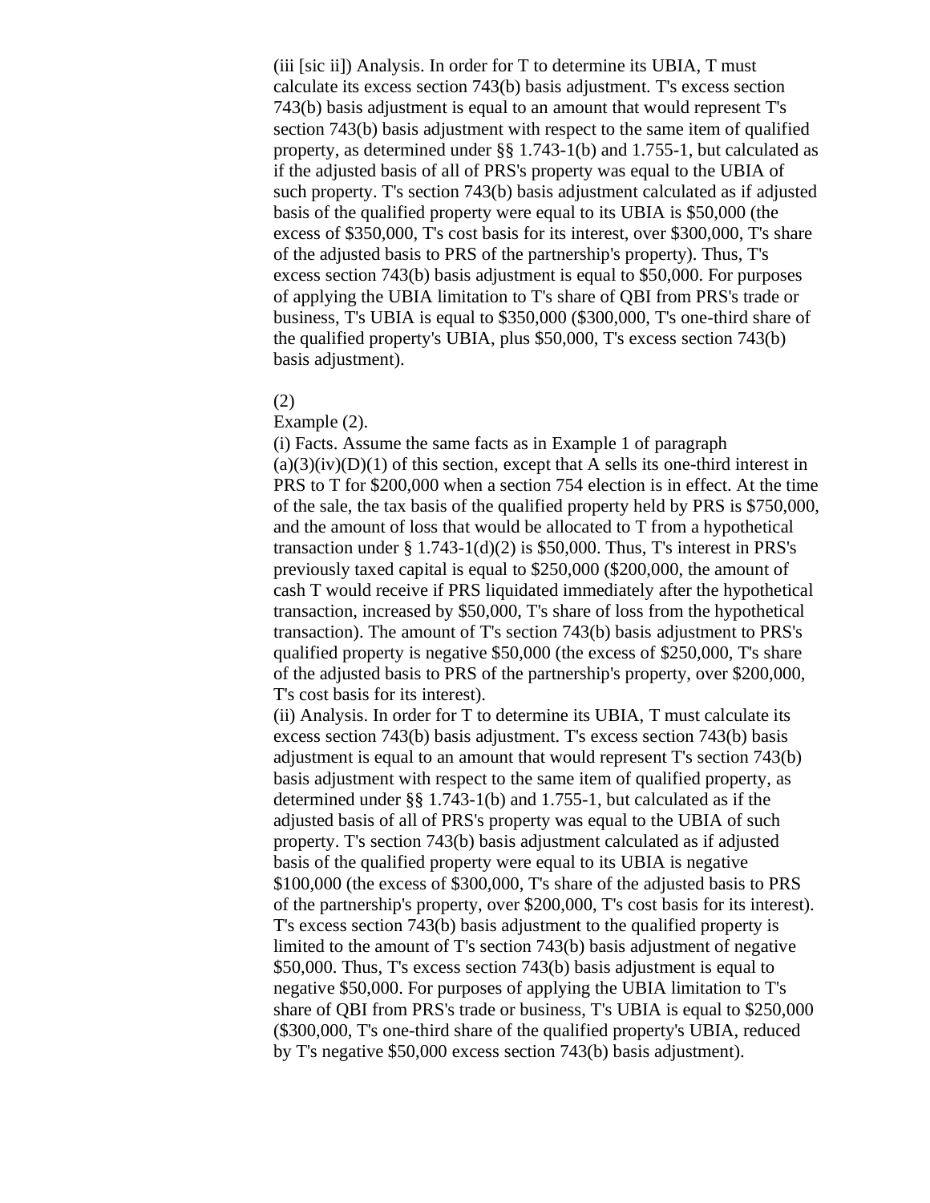(iii [sic ii]) Analysis. In order for T to determine its UBIA, T must calculate its excess section 743(b) basis adjustment. T's excess section 743(b) basis adjustment is equal to an amount that would represent T's section 743(b) basis adjustment with respect to the same item of qualified property, as determined under §§ 1.743-1(b) and 1.755-1, but calculated as if the adjusted basis of all of PRS's property was equal to the UBIA of such property. T's section 743(b) basis adjustment calculated as if adjusted basis of the qualified property were equal to its UBIA is $50,000 (the excess of $350,000, T's cost basis for its interest, over $300,000, T's share of the adjusted basis to PRS of the partnership's property). Thus, T's excess section 743(b) basis adjustment is equal to $50,000. For purposes of applying the UBIA limitation to T's share of QBI from PRS's trade or business, T's UBIA is equal to $350,000 ($300,000, T's one-third share of the qualified property's UBIA, plus $50,000, T's excess section 743(b) basis adjustment).

(2)

Example (2).

(i) Facts. Assume the same facts as in Example 1 of paragraph (a)(3)(iv)(D)(1) of this section, except that A sells its one-third interest in PRS to T for $200,000 when a section 754 election is in effect. At the time of the sale, the tax basis of the qualified property held by PRS is $750,000, and the amount of loss that would be allocated to T from a hypothetical transaction under § 1.743-1(d)(2) is $50,000. Thus, T's interest in PRS's previously taxed capital is equal to $250,000 ($200,000, the amount of cash T would receive if PRS liquidated immediately after the hypothetical transaction, increased by $50,000, T's share of loss from the hypothetical transaction). The amount of T's section 743(b) basis adjustment to PRS's qualified property is negative $50,000 (the excess of $250,000, T's share of the adjusted basis to PRS of the partnership's property, over $200,000, T's cost basis for its interest).

(ii) Analysis. In order for T to determine its UBIA, T must calculate its excess section 743(b) basis adjustment. T's excess section 743(b) basis adjustment is equal to an amount that would represent T's section 743(b) basis adjustment with respect to the same item of qualified property, as determined under §§ 1.743-1(b) and 1.755-1, but calculated as if the adjusted basis of all of PRS's property was equal to the UBIA of such property. T's section 743(b) basis adjustment calculated as if adjusted basis of the qualified property were equal to its UBIA is negative $100,000 (the excess of $300,000, T's share of the adjusted basis to PRS of the partnership's property, over $200,000, T's cost basis for its interest). T's excess section 743(b) basis adjustment to the qualified property is limited to the amount of T's section 743(b) basis adjustment of negative $50,000. Thus, T's excess section 743(b) basis adjustment is equal to negative $50,000. For purposes of applying the UBIA limitation to T's share of QBI from PRS's trade or business, T's UBIA is equal to $250,000 ($300,000, T's one-third share of the qualified property's UBIA, reduced by T's negative $50,000 excess section 743(b) basis adjustment).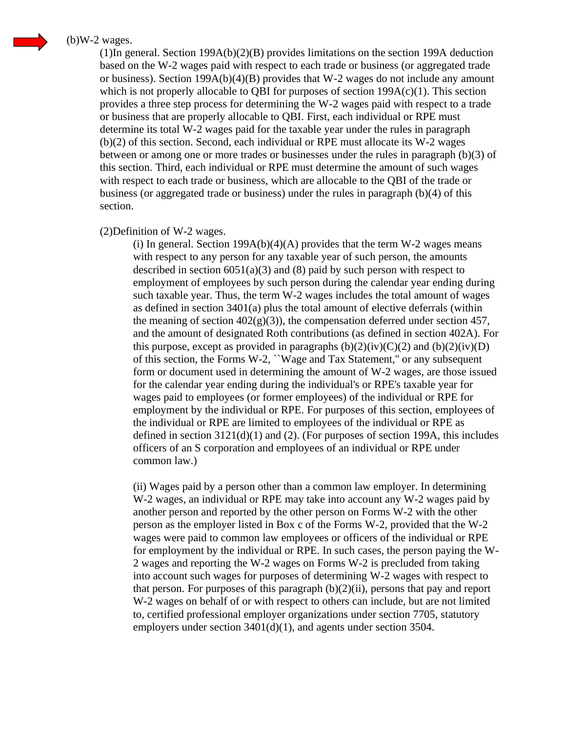(b)W-2 wages.

(1)In general. Section 199A(b)(2)(B) provides limitations on the section 199A deduction based on the W-2 wages paid with respect to each trade or business (or aggregated trade or business). Section 199A(b)(4)(B) provides that W-2 wages do not include any amount which is not properly allocable to QBI for purposes of section 199A(c)(1). This section provides a three step process for determining the W-2 wages paid with respect to a trade or business that are properly allocable to QBI. First, each individual or RPE must determine its total W-2 wages paid for the taxable year under the rules in paragraph (b)(2) of this section. Second, each individual or RPE must allocate its W-2 wages between or among one or more trades or businesses under the rules in paragraph (b)(3) of this section. Third, each individual or RPE must determine the amount of such wages with respect to each trade or business, which are allocable to the QBI of the trade or business (or aggregated trade or business) under the rules in paragraph (b)(4) of this section.

(2)Definition of W-2 wages.

(i) In general. Section 199A(b)(4)(A) provides that the term W-2 wages means with respect to any person for any taxable year of such person, the amounts described in section 6051(a)(3) and (8) paid by such person with respect to employment of employees by such person during the calendar year ending during such taxable year. Thus, the term W-2 wages includes the total amount of wages as defined in section 3401(a) plus the total amount of elective deferrals (within the meaning of section 402(g)(3)), the compensation deferred under section 457, and the amount of designated Roth contributions (as defined in section 402A). For this purpose, except as provided in paragraphs (b)(2)(iv)(C)(2) and (b)(2)(iv)(D) of this section, the Forms W-2, ``Wage and Tax Statement,'' or any subsequent form or document used in determining the amount of W-2 wages, are those issued for the calendar year ending during the individual's or RPE's taxable year for wages paid to employees (or former employees) of the individual or RPE for employment by the individual or RPE. For purposes of this section, employees of the individual or RPE are limited to employees of the individual or RPE as defined in section 3121(d)(1) and (2). (For purposes of section 199A, this includes officers of an S corporation and employees of an individual or RPE under common law.)

(ii) Wages paid by a person other than a common law employer. In determining W-2 wages, an individual or RPE may take into account any W-2 wages paid by another person and reported by the other person on Forms W-2 with the other person as the employer listed in Box c of the Forms W-2, provided that the W-2 wages were paid to common law employees or officers of the individual or RPE for employment by the individual or RPE. In such cases, the person paying the W-2 wages and reporting the W-2 wages on Forms W-2 is precluded from taking into account such wages for purposes of determining W-2 wages with respect to that person. For purposes of this paragraph (b)(2)(ii), persons that pay and report W-2 wages on behalf of or with respect to others can include, but are not limited to, certified professional employer organizations under section 7705, statutory employers under section 3401(d)(1), and agents under section 3504.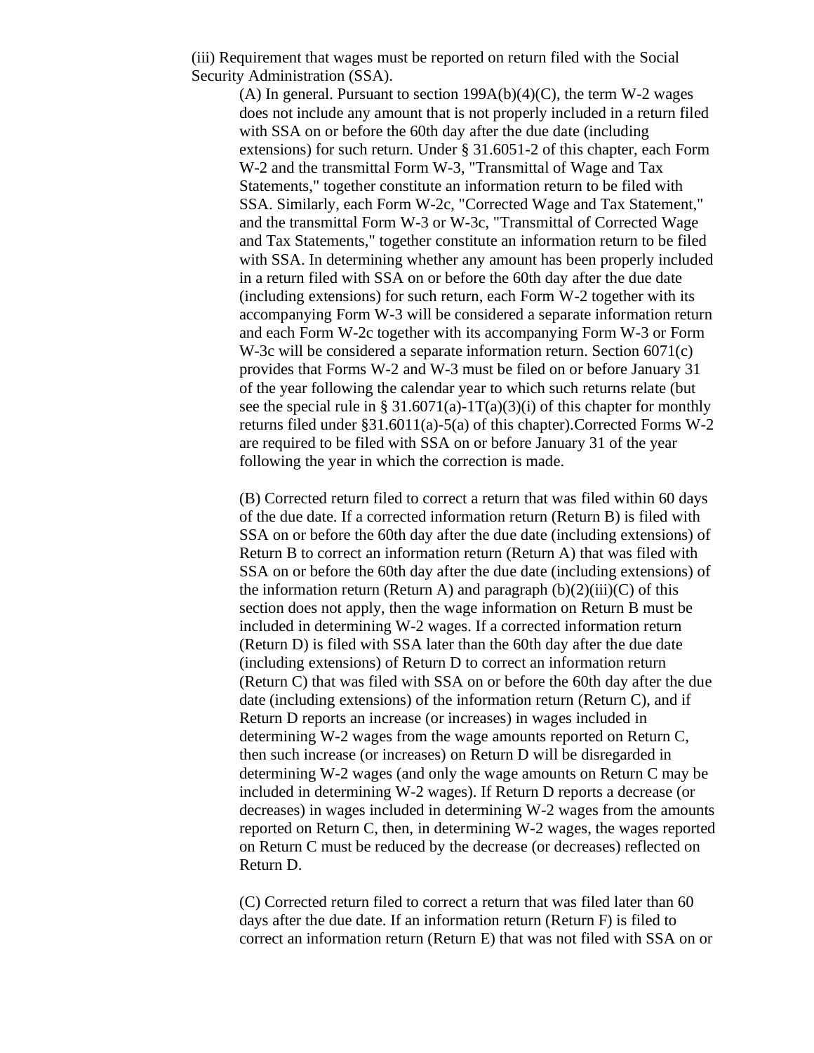(iii) Requirement that wages must be reported on return filed with the Social Security Administration (SSA).

(A) In general. Pursuant to section 199A(b)(4)(C), the term W-2 wages does not include any amount that is not properly included in a return filed with SSA on or before the 60th day after the due date (including extensions) for such return. Under § 31.6051-2 of this chapter, each Form W-2 and the transmittal Form W-3, "Transmittal of Wage and Tax Statements," together constitute an information return to be filed with SSA. Similarly, each Form W-2c, "Corrected Wage and Tax Statement," and the transmittal Form W-3 or W-3c, "Transmittal of Corrected Wage and Tax Statements," together constitute an information return to be filed with SSA. In determining whether any amount has been properly included in a return filed with SSA on or before the 60th day after the due date (including extensions) for such return, each Form W-2 together with its accompanying Form W-3 will be considered a separate information return and each Form W-2c together with its accompanying Form W-3 or Form W-3c will be considered a separate information return. Section 6071(c) provides that Forms W-2 and W-3 must be filed on or before January 31 of the year following the calendar year to which such returns relate (but see the special rule in § 31.6071(a)-1T(a)(3)(i) of this chapter for monthly returns filed under §31.6011(a)-5(a) of this chapter).Corrected Forms W-2 are required to be filed with SSA on or before January 31 of the year following the year in which the correction is made.

(B) Corrected return filed to correct a return that was filed within 60 days of the due date. If a corrected information return (Return B) is filed with SSA on or before the 60th day after the due date (including extensions) of Return B to correct an information return (Return A) that was filed with SSA on or before the 60th day after the due date (including extensions) of the information return (Return A) and paragraph (b)(2)(iii)(C) of this section does not apply, then the wage information on Return B must be included in determining W-2 wages. If a corrected information return (Return D) is filed with SSA later than the 60th day after the due date (including extensions) of Return D to correct an information return (Return C) that was filed with SSA on or before the 60th day after the due date (including extensions) of the information return (Return C), and if Return D reports an increase (or increases) in wages included in determining W-2 wages from the wage amounts reported on Return C, then such increase (or increases) on Return D will be disregarded in determining W-2 wages (and only the wage amounts on Return C may be included in determining W-2 wages). If Return D reports a decrease (or decreases) in wages included in determining W-2 wages from the amounts reported on Return C, then, in determining W-2 wages, the wages reported on Return C must be reduced by the decrease (or decreases) reflected on Return D.

(C) Corrected return filed to correct a return that was filed later than 60 days after the due date. If an information return (Return F) is filed to correct an information return (Return E) that was not filed with SSA on or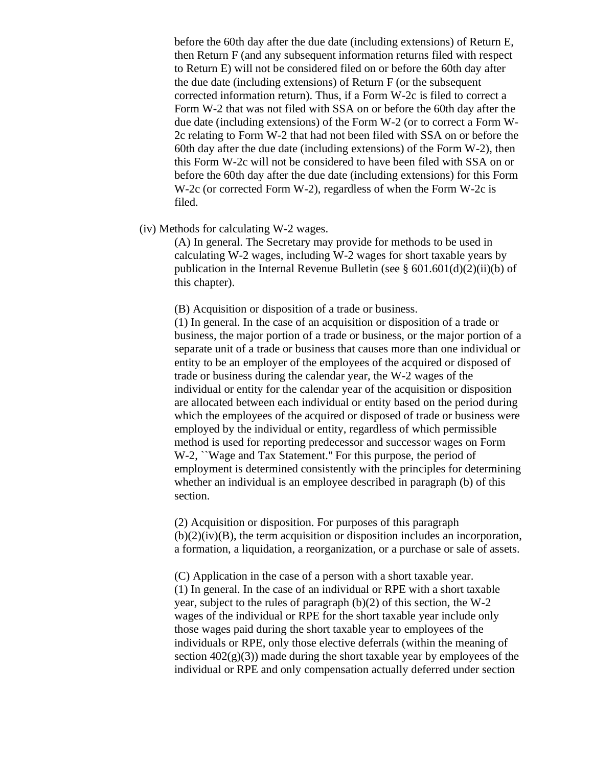before the 60th day after the due date (including extensions) of Return E, then Return F (and any subsequent information returns filed with respect to Return E) will not be considered filed on or before the 60th day after the due date (including extensions) of Return F (or the subsequent corrected information return). Thus, if a Form W-2c is filed to correct a Form W-2 that was not filed with SSA on or before the 60th day after the due date (including extensions) of the Form W-2 (or to correct a Form W-2c relating to Form W-2 that had not been filed with SSA on or before the 60th day after the due date (including extensions) of the Form W-2), then this Form W-2c will not be considered to have been filed with SSA on or before the 60th day after the due date (including extensions) for this Form W-2c (or corrected Form W-2), regardless of when the Form W-2c is filed.

(iv) Methods for calculating W-2 wages.

(A) In general. The Secretary may provide for methods to be used in calculating W-2 wages, including W-2 wages for short taxable years by publication in the Internal Revenue Bulletin (see § 601.601(d)(2)(ii)(b) of this chapter).

(B) Acquisition or disposition of a trade or business.
(1) In general. In the case of an acquisition or disposition of a trade or business, the major portion of a trade or business, or the major portion of a separate unit of a trade or business that causes more than one individual or entity to be an employer of the employees of the acquired or disposed of trade or business during the calendar year, the W-2 wages of the individual or entity for the calendar year of the acquisition or disposition are allocated between each individual or entity based on the period during which the employees of the acquired or disposed of trade or business were employed by the individual or entity, regardless of which permissible method is used for reporting predecessor and successor wages on Form W-2, ``Wage and Tax Statement.'' For this purpose, the period of employment is determined consistently with the principles for determining whether an individual is an employee described in paragraph (b) of this section.

(2) Acquisition or disposition. For purposes of this paragraph (b)(2)(iv)(B), the term acquisition or disposition includes an incorporation, a formation, a liquidation, a reorganization, or a purchase or sale of assets.

(C) Application in the case of a person with a short taxable year.
(1) In general. In the case of an individual or RPE with a short taxable year, subject to the rules of paragraph (b)(2) of this section, the W-2 wages of the individual or RPE for the short taxable year include only those wages paid during the short taxable year to employees of the individuals or RPE, only those elective deferrals (within the meaning of section 402(g)(3)) made during the short taxable year by employees of the individual or RPE and only compensation actually deferred under section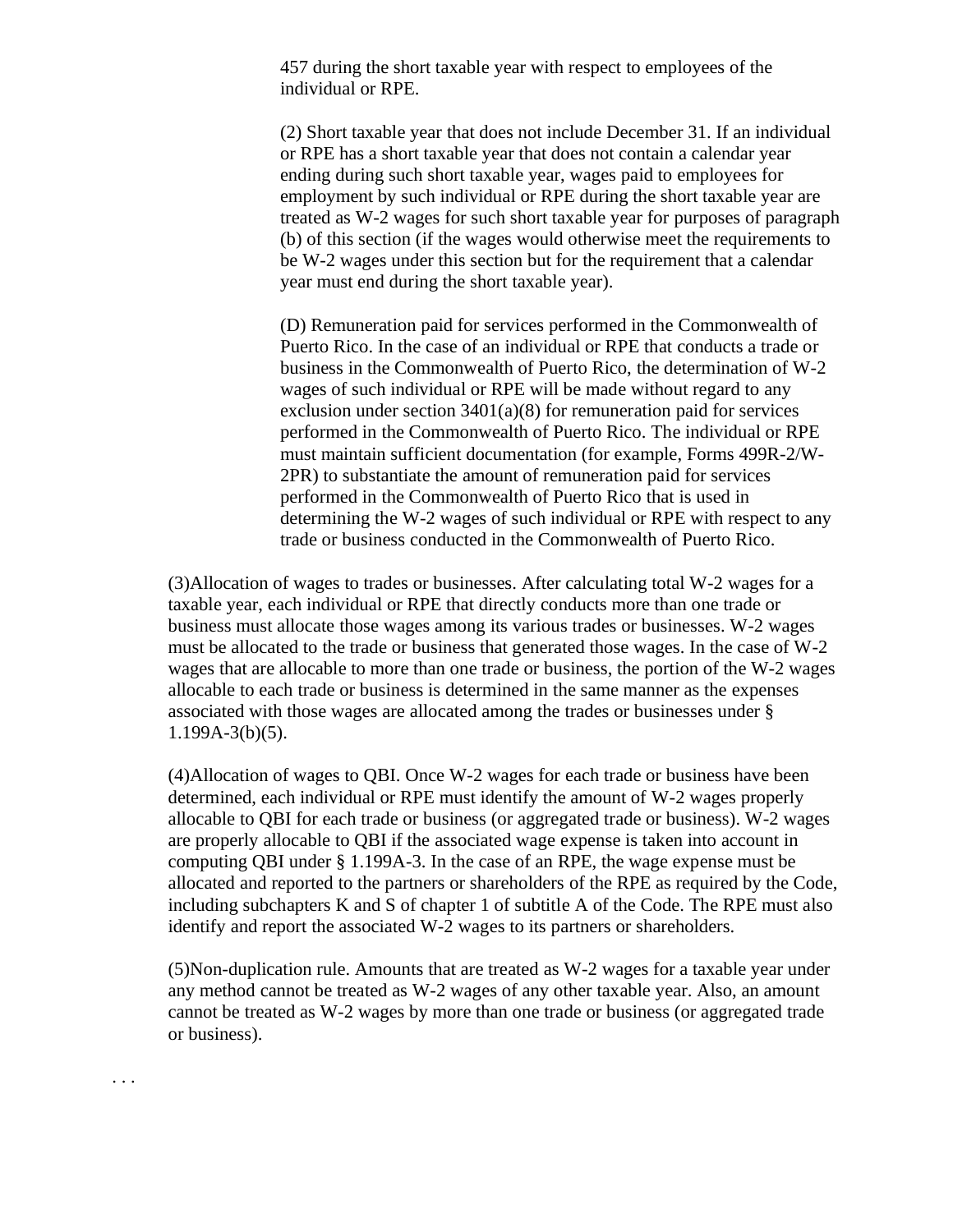457 during the short taxable year with respect to employees of the individual or RPE.

(2) Short taxable year that does not include December 31. If an individual or RPE has a short taxable year that does not contain a calendar year ending during such short taxable year, wages paid to employees for employment by such individual or RPE during the short taxable year are treated as W-2 wages for such short taxable year for purposes of paragraph (b) of this section (if the wages would otherwise meet the requirements to be W-2 wages under this section but for the requirement that a calendar year must end during the short taxable year).

(D) Remuneration paid for services performed in the Commonwealth of Puerto Rico. In the case of an individual or RPE that conducts a trade or business in the Commonwealth of Puerto Rico, the determination of W-2 wages of such individual or RPE will be made without regard to any exclusion under section 3401(a)(8) for remuneration paid for services performed in the Commonwealth of Puerto Rico. The individual or RPE must maintain sufficient documentation (for example, Forms 499R-2/W-2PR) to substantiate the amount of remuneration paid for services performed in the Commonwealth of Puerto Rico that is used in determining the W-2 wages of such individual or RPE with respect to any trade or business conducted in the Commonwealth of Puerto Rico.

(3)Allocation of wages to trades or businesses. After calculating total W-2 wages for a taxable year, each individual or RPE that directly conducts more than one trade or business must allocate those wages among its various trades or businesses. W-2 wages must be allocated to the trade or business that generated those wages. In the case of W-2 wages that are allocable to more than one trade or business, the portion of the W-2 wages allocable to each trade or business is determined in the same manner as the expenses associated with those wages are allocated among the trades or businesses under § 1.199A-3(b)(5).

(4)Allocation of wages to QBI. Once W-2 wages for each trade or business have been determined, each individual or RPE must identify the amount of W-2 wages properly allocable to QBI for each trade or business (or aggregated trade or business). W-2 wages are properly allocable to QBI if the associated wage expense is taken into account in computing QBI under § 1.199A-3. In the case of an RPE, the wage expense must be allocated and reported to the partners or shareholders of the RPE as required by the Code, including subchapters K and S of chapter 1 of subtitle A of the Code. The RPE must also identify and report the associated W-2 wages to its partners or shareholders.

(5)Non-duplication rule. Amounts that are treated as W-2 wages for a taxable year under any method cannot be treated as W-2 wages of any other taxable year. Also, an amount cannot be treated as W-2 wages by more than one trade or business (or aggregated trade or business).

. . .